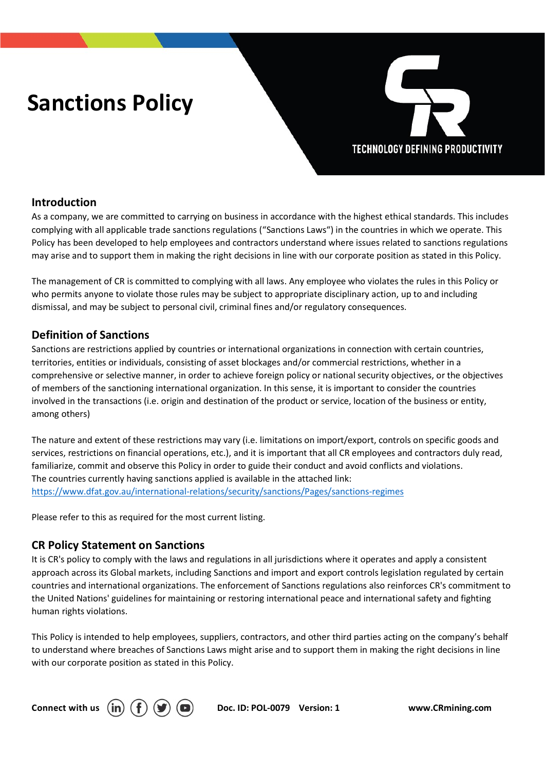# Sanctions Policy

TECHNOLOGY DEFINING PRODUCTIVITY

## Introduction

As a company, we are committed to carrying on business in accordance with the highest ethical standards. This includes complying with all applicable trade sanctions regulations ("Sanctions Laws") in the countries in which we operate. This Policy has been developed to help employees and contractors understand where issues related to sanctions regulations may arise and to support them in making the right decisions in line with our corporate position as stated in this Policy.

The management of CR is committed to complying with all laws. Any employee who violates the rules in this Policy or who permits anyone to violate those rules may be subject to appropriate disciplinary action, up to and including dismissal, and may be subject to personal civil, criminal fines and/or regulatory consequences.

## Definition of Sanctions

Sanctions are restrictions applied by countries or international organizations in connection with certain countries, territories, entities or individuals, consisting of asset blockages and/or commercial restrictions, whether in a comprehensive or selective manner, in order to achieve foreign policy or national security objectives, or the objectives of members of the sanctioning international organization. In this sense, it is important to consider the countries involved in the transactions (i.e. origin and destination of the product or service, location of the business or entity, among others)

The nature and extent of these restrictions may vary (i.e. limitations on import/export, controls on specific goods and services, restrictions on financial operations, etc.), and it is important that all CR employees and contractors duly read, familiarize, commit and observe this Policy in order to guide their conduct and avoid conflicts and violations.
The countries currently having sanctions applied is available in the attached link:
https://www.dfat.gov.au/international-relations/security/sanctions/Pages/sanctions-regimes

Please refer to this as required for the most current listing.

## CR Policy Statement on Sanctions

It is CR's policy to comply with the laws and regulations in all jurisdictions where it operates and apply a consistent approach across its Global markets, including Sanctions and import and export controls legislation regulated by certain countries and international organizations. The enforcement of Sanctions regulations also reinforces CR's commitment to the United Nations' guidelines for maintaining or restoring international peace and international safety and fighting human rights violations.

This Policy is intended to help employees, suppliers, contractors, and other third parties acting on the company's behalf to understand where breaches of Sanctions Laws might arise and to support them in making the right decisions in line with our corporate position as stated in this Policy.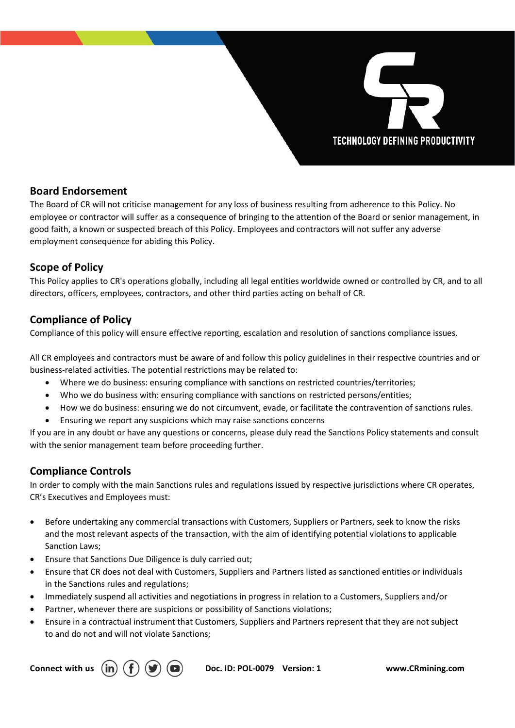## Board Endorsement

The Board of CR will not criticise management for any loss of business resulting from adherence to this Policy. No employee or contractor will suffer as a consequence of bringing to the attention of the Board or senior management, in good faith, a known or suspected breach of this Policy. Employees and contractors will not suffer any adverse employment consequence for abiding this Policy.

## Scope of Policy

This Policy applies to CR's operations globally, including all legal entities worldwide owned or controlled by CR, and to all directors, officers, employees, contractors, and other third parties acting on behalf of CR.

## Compliance of Policy

Compliance of this policy will ensure effective reporting, escalation and resolution of sanctions compliance issues.

All CR employees and contractors must be aware of and follow this policy guidelines in their respective countries and or business-related activities. The potential restrictions may be related to:

- Where we do business: ensuring compliance with sanctions on restricted countries/territories;
- Who we do business with: ensuring compliance with sanctions on restricted persons/entities;
- How we do business: ensuring we do not circumvent, evade, or facilitate the contravention of sanctions rules.
- Ensuring we report any suspicions which may raise sanctions concerns

If you are in any doubt or have any questions or concerns, please duly read the Sanctions Policy statements and consult with the senior management team before proceeding further.

## Compliance Controls

In order to comply with the main Sanctions rules and regulations issued by respective jurisdictions where CR operates, CR's Executives and Employees must:

- Before undertaking any commercial transactions with Customers, Suppliers or Partners, seek to know the risks and the most relevant aspects of the transaction, with the aim of identifying potential violations to applicable Sanction Laws;
- Ensure that Sanctions Due Diligence is duly carried out;
- Ensure that CR does not deal with Customers, Suppliers and Partners listed as sanctioned entities or individuals in the Sanctions rules and regulations;
- Immediately suspend all activities and negotiations in progress in relation to a Customers, Suppliers and/or
- Partner, whenever there are suspicions or possibility of Sanctions violations;
- Ensure in a contractual instrument that Customers, Suppliers and Partners represent that they are not subject to and do not and will not violate Sanctions;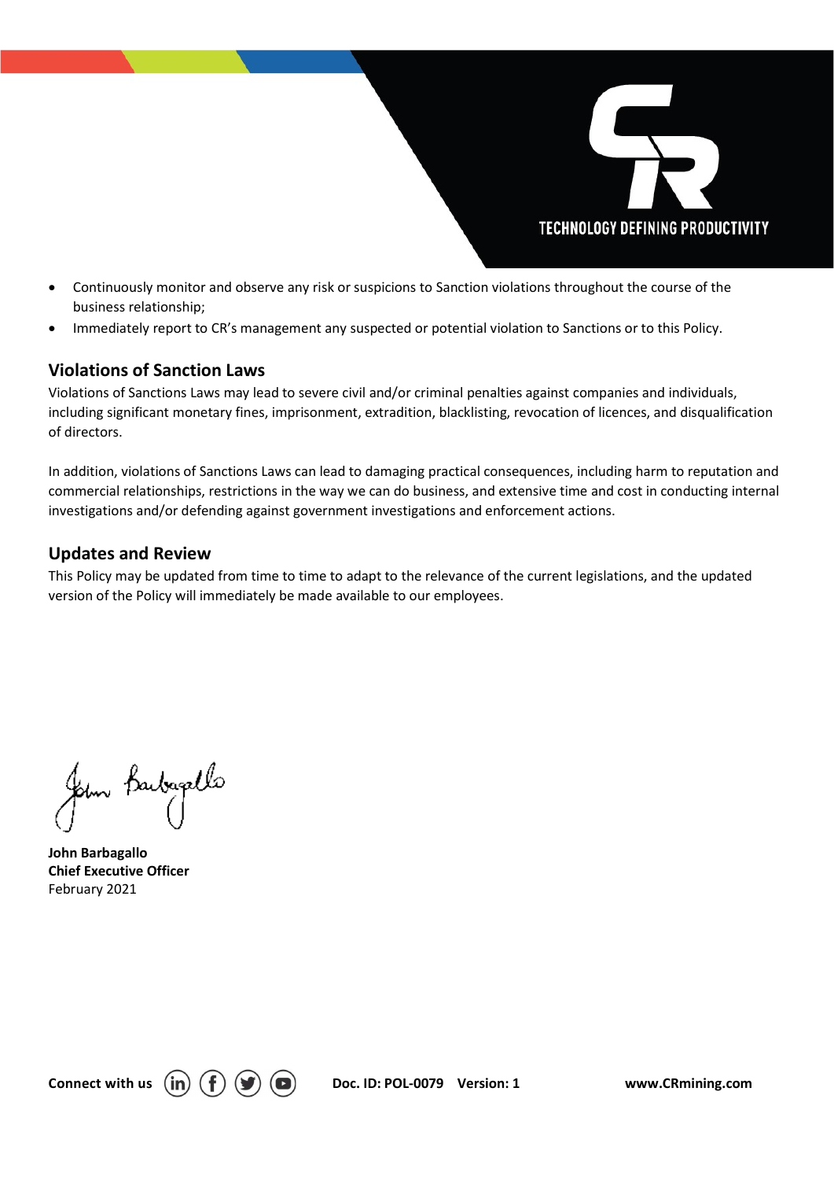- Continuously monitor and observe any risk or suspicions to Sanction violations throughout the course of the business relationship;
- Immediately report to CR's management any suspected or potential violation to Sanctions or to this Policy.

## Violations of Sanction Laws

Violations of Sanctions Laws may lead to severe civil and/or criminal penalties against companies and individuals, including significant monetary fines, imprisonment, extradition, blacklisting, revocation of licences, and disqualification of directors.

In addition, violations of Sanctions Laws can lead to damaging practical consequences, including harm to reputation and commercial relationships, restrictions in the way we can do business, and extensive time and cost in conducting internal investigations and/or defending against government investigations and enforcement actions.

## Updates and Review

This Policy may be updated from time to time to adapt to the relevance of the current legislations, and the updated version of the Policy will immediately be made available to our employees.

**John Barbagallo**
**Chief Executive Officer**
February 2021

Doc. ID: POL-0079 Version: 1